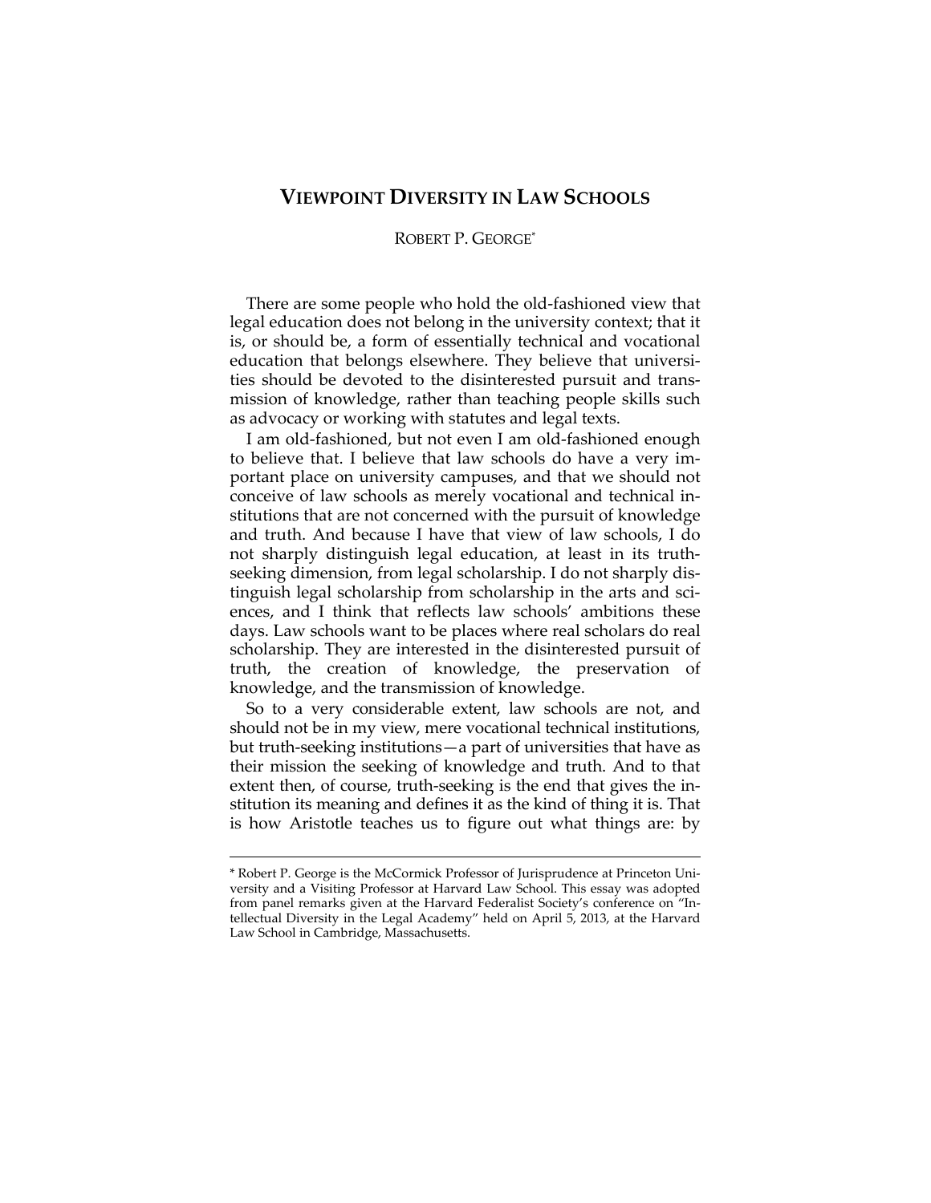# VIEWPOINT DIVERSITY IN LAW SCHOOLS

ROBERT P. GEORGE*

There are some people who hold the old-fashioned view that legal education does not belong in the university context; that it is, or should be, a form of essentially technical and vocational education that belongs elsewhere. They believe that universities should be devoted to the disinterested pursuit and transmission of knowledge, rather than teaching people skills such as advocacy or working with statutes and legal texts.

I am old-fashioned, but not even I am old-fashioned enough to believe that. I believe that law schools do have a very important place on university campuses, and that we should not conceive of law schools as merely vocational and technical institutions that are not concerned with the pursuit of knowledge and truth. And because I have that view of law schools, I do not sharply distinguish legal education, at least in its truth-seeking dimension, from legal scholarship. I do not sharply distinguish legal scholarship from scholarship in the arts and sciences, and I think that reflects law schools' ambitions these days. Law schools want to be places where real scholars do real scholarship. They are interested in the disinterested pursuit of truth, the creation of knowledge, the preservation of knowledge, and the transmission of knowledge.

So to a very considerable extent, law schools are not, and should not be in my view, mere vocational technical institutions, but truth-seeking institutions—a part of universities that have as their mission the seeking of knowledge and truth. And to that extent then, of course, truth-seeking is the end that gives the institution its meaning and defines it as the kind of thing it is. That is how Aristotle teaches us to figure out what things are: by

---

\* Robert P. George is the McCormick Professor of Jurisprudence at Princeton University and a Visiting Professor at Harvard Law School. This essay was adopted from panel remarks given at the Harvard Federalist Society's conference on "Intellectual Diversity in the Legal Academy" held on April 5, 2013, at the Harvard Law School in Cambridge, Massachusetts.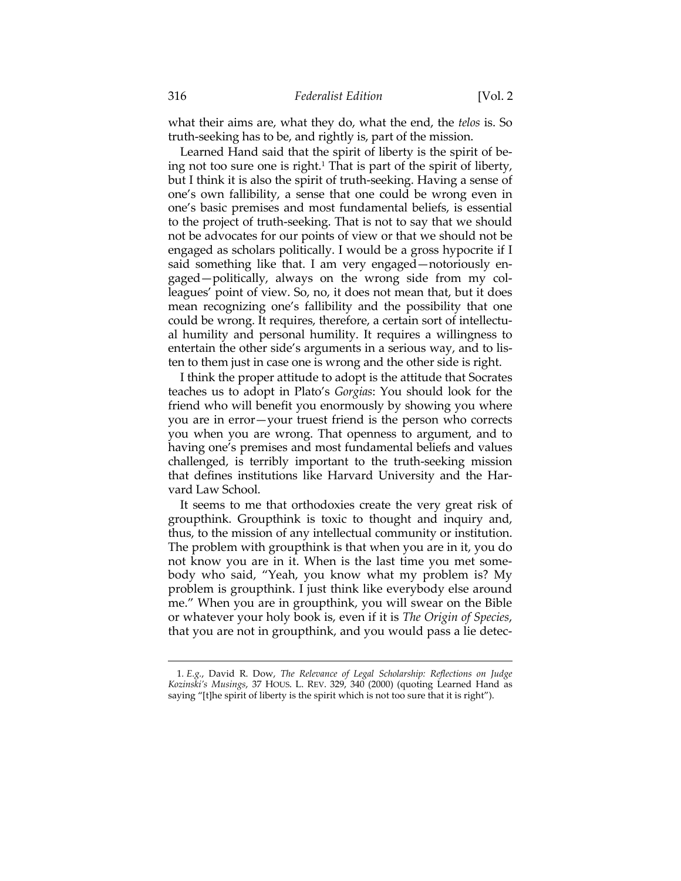what their aims are, what they do, what the end, the *telos* is. So truth-seeking has to be, and rightly is, part of the mission.

Learned Hand said that the spirit of liberty is the spirit of being not too sure one is right.[1] That is part of the spirit of liberty, but I think it is also the spirit of truth-seeking. Having a sense of one's own fallibility, a sense that one could be wrong even in one's basic premises and most fundamental beliefs, is essential to the project of truth-seeking. That is not to say that we should not be advocates for our points of view or that we should not be engaged as scholars politically. I would be a gross hypocrite if I said something like that. I am very engaged—notoriously engaged—politically, always on the wrong side from my colleagues' point of view. So, no, it does not mean that, but it does mean recognizing one's fallibility and the possibility that one could be wrong. It requires, therefore, a certain sort of intellectual humility and personal humility. It requires a willingness to entertain the other side's arguments in a serious way, and to listen to them just in case one is wrong and the other side is right.

I think the proper attitude to adopt is the attitude that Socrates teaches us to adopt in Plato's *Gorgias*: You should look for the friend who will benefit you enormously by showing you where you are in error—your truest friend is the person who corrects you when you are wrong. That openness to argument, and to having one's premises and most fundamental beliefs and values challenged, is terribly important to the truth-seeking mission that defines institutions like Harvard University and the Harvard Law School.

It seems to me that orthodoxies create the very great risk of groupthink. Groupthink is toxic to thought and inquiry and, thus, to the mission of any intellectual community or institution. The problem with groupthink is that when you are in it, you do not know you are in it. When is the last time you met somebody who said, "Yeah, you know what my problem is? My problem is groupthink. I just think like everybody else around me." When you are in groupthink, you will swear on the Bible or whatever your holy book is, even if it is *The Origin of Species*, that you are not in groupthink, and you would pass a lie detec-

---

1. *E.g.*, David R. Dow, *The Relevance of Legal Scholarship: Reflections on Judge Kozinski's Musings*, 37 HOUS. L. REV. 329, 340 (2000) (quoting Learned Hand as saying "[t]he spirit of liberty is the spirit which is not too sure that it is right").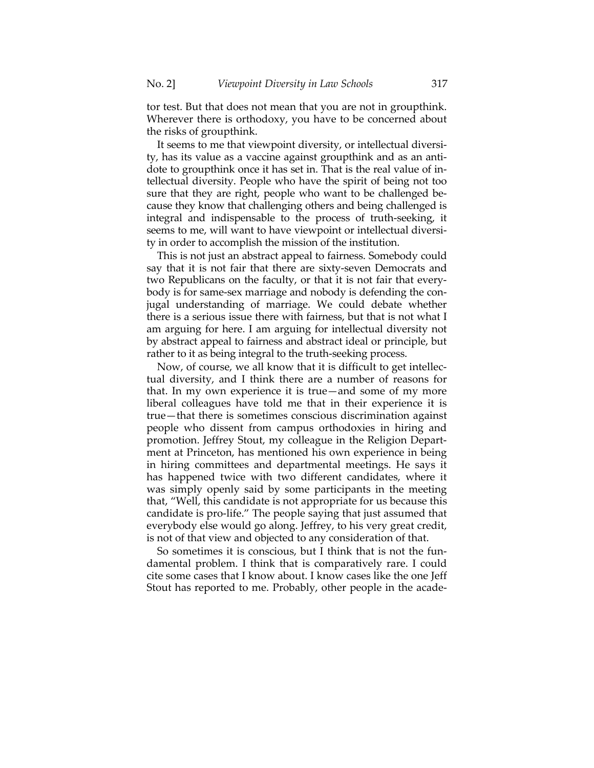tor test. But that does not mean that you are not in groupthink. Wherever there is orthodoxy, you have to be concerned about the risks of groupthink.

It seems to me that viewpoint diversity, or intellectual diversity, has its value as a vaccine against groupthink and as an antidote to groupthink once it has set in. That is the real value of intellectual diversity. People who have the spirit of being not too sure that they are right, people who want to be challenged because they know that challenging others and being challenged is integral and indispensable to the process of truth-seeking, it seems to me, will want to have viewpoint or intellectual diversity in order to accomplish the mission of the institution.

This is not just an abstract appeal to fairness. Somebody could say that it is not fair that there are sixty-seven Democrats and two Republicans on the faculty, or that it is not fair that everybody is for same-sex marriage and nobody is defending the conjugal understanding of marriage. We could debate whether there is a serious issue there with fairness, but that is not what I am arguing for here. I am arguing for intellectual diversity not by abstract appeal to fairness and abstract ideal or principle, but rather to it as being integral to the truth-seeking process.

Now, of course, we all know that it is difficult to get intellectual diversity, and I think there are a number of reasons for that. In my own experience it is true—and some of my more liberal colleagues have told me that in their experience it is true—that there is sometimes conscious discrimination against people who dissent from campus orthodoxies in hiring and promotion. Jeffrey Stout, my colleague in the Religion Department at Princeton, has mentioned his own experience in being in hiring committees and departmental meetings. He says it has happened twice with two different candidates, where it was simply openly said by some participants in the meeting that, "Well, this candidate is not appropriate for us because this candidate is pro-life." The people saying that just assumed that everybody else would go along. Jeffrey, to his very great credit, is not of that view and objected to any consideration of that.

So sometimes it is conscious, but I think that is not the fundamental problem. I think that is comparatively rare. I could cite some cases that I know about. I know cases like the one Jeff Stout has reported to me. Probably, other people in the acade-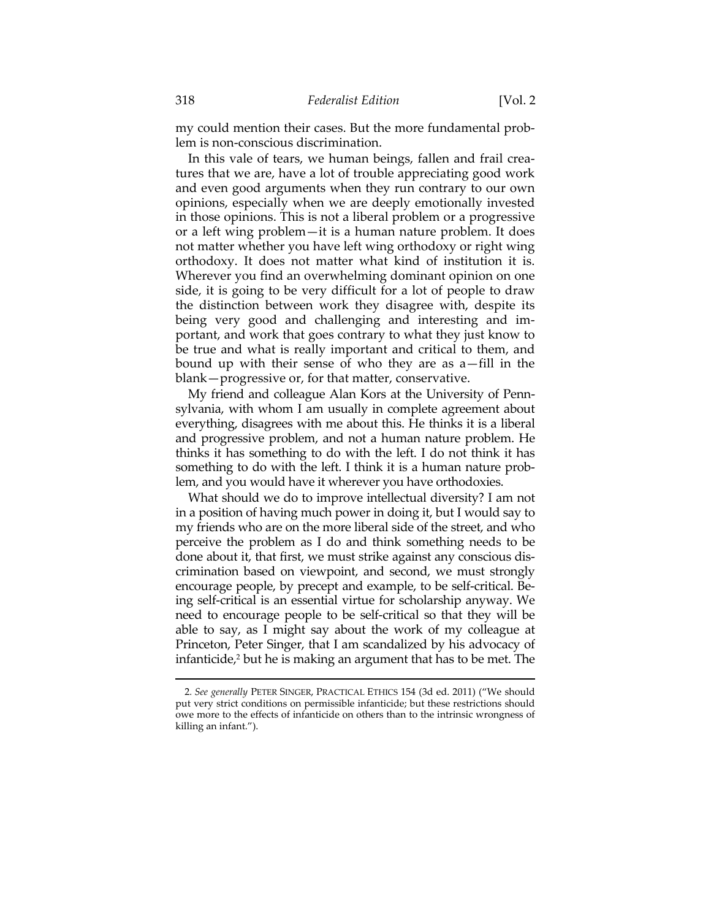my could mention their cases. But the more fundamental problem is non-conscious discrimination.

In this vale of tears, we human beings, fallen and frail creatures that we are, have a lot of trouble appreciating good work and even good arguments when they run contrary to our own opinions, especially when we are deeply emotionally invested in those opinions. This is not a liberal problem or a progressive or a left wing problem—it is a human nature problem. It does not matter whether you have left wing orthodoxy or right wing orthodoxy. It does not matter what kind of institution it is. Wherever you find an overwhelming dominant opinion on one side, it is going to be very difficult for a lot of people to draw the distinction between work they disagree with, despite its being very good and challenging and interesting and important, and work that goes contrary to what they just know to be true and what is really important and critical to them, and bound up with their sense of who they are as a—fill in the blank—progressive or, for that matter, conservative.

My friend and colleague Alan Kors at the University of Pennsylvania, with whom I am usually in complete agreement about everything, disagrees with me about this. He thinks it is a liberal and progressive problem, and not a human nature problem. He thinks it has something to do with the left. I do not think it has something to do with the left. I think it is a human nature problem, and you would have it wherever you have orthodoxies.

What should we do to improve intellectual diversity? I am not in a position of having much power in doing it, but I would say to my friends who are on the more liberal side of the street, and who perceive the problem as I do and think something needs to be done about it, that first, we must strike against any conscious discrimination based on viewpoint, and second, we must strongly encourage people, by precept and example, to be self-critical. Being self-critical is an essential virtue for scholarship anyway. We need to encourage people to be self-critical so that they will be able to say, as I might say about the work of my colleague at Princeton, Peter Singer, that I am scandalized by his advocacy of infanticide,[2] but he is making an argument that has to be met. The

---

2. *See generally* PETER SINGER, PRACTICAL ETHICS 154 (3d ed. 2011) ("We should put very strict conditions on permissible infanticide; but these restrictions should owe more to the effects of infanticide on others than to the intrinsic wrongness of killing an infant.").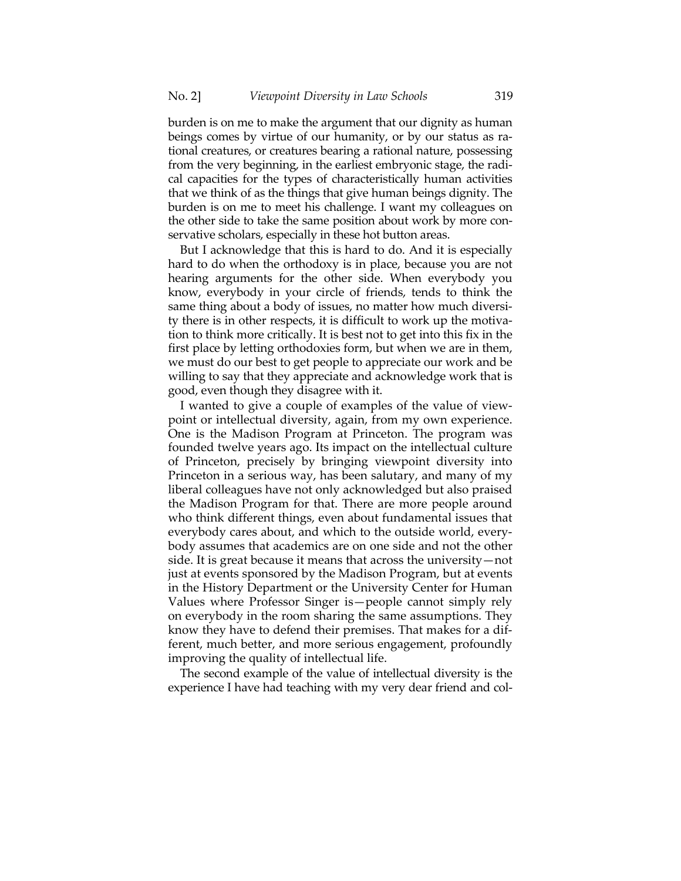burden is on me to make the argument that our dignity as human beings comes by virtue of our humanity, or by our status as rational creatures, or creatures bearing a rational nature, possessing from the very beginning, in the earliest embryonic stage, the radical capacities for the types of characteristically human activities that we think of as the things that give human beings dignity. The burden is on me to meet his challenge. I want my colleagues on the other side to take the same position about work by more conservative scholars, especially in these hot button areas.

But I acknowledge that this is hard to do. And it is especially hard to do when the orthodoxy is in place, because you are not hearing arguments for the other side. When everybody you know, everybody in your circle of friends, tends to think the same thing about a body of issues, no matter how much diversity there is in other respects, it is difficult to work up the motivation to think more critically. It is best not to get into this fix in the first place by letting orthodoxies form, but when we are in them, we must do our best to get people to appreciate our work and be willing to say that they appreciate and acknowledge work that is good, even though they disagree with it.

I wanted to give a couple of examples of the value of viewpoint or intellectual diversity, again, from my own experience. One is the Madison Program at Princeton. The program was founded twelve years ago. Its impact on the intellectual culture of Princeton, precisely by bringing viewpoint diversity into Princeton in a serious way, has been salutary, and many of my liberal colleagues have not only acknowledged but also praised the Madison Program for that. There are more people around who think different things, even about fundamental issues that everybody cares about, and which to the outside world, everybody assumes that academics are on one side and not the other side. It is great because it means that across the university—not just at events sponsored by the Madison Program, but at events in the History Department or the University Center for Human Values where Professor Singer is—people cannot simply rely on everybody in the room sharing the same assumptions. They know they have to defend their premises. That makes for a different, much better, and more serious engagement, profoundly improving the quality of intellectual life.

The second example of the value of intellectual diversity is the experience I have had teaching with my very dear friend and col-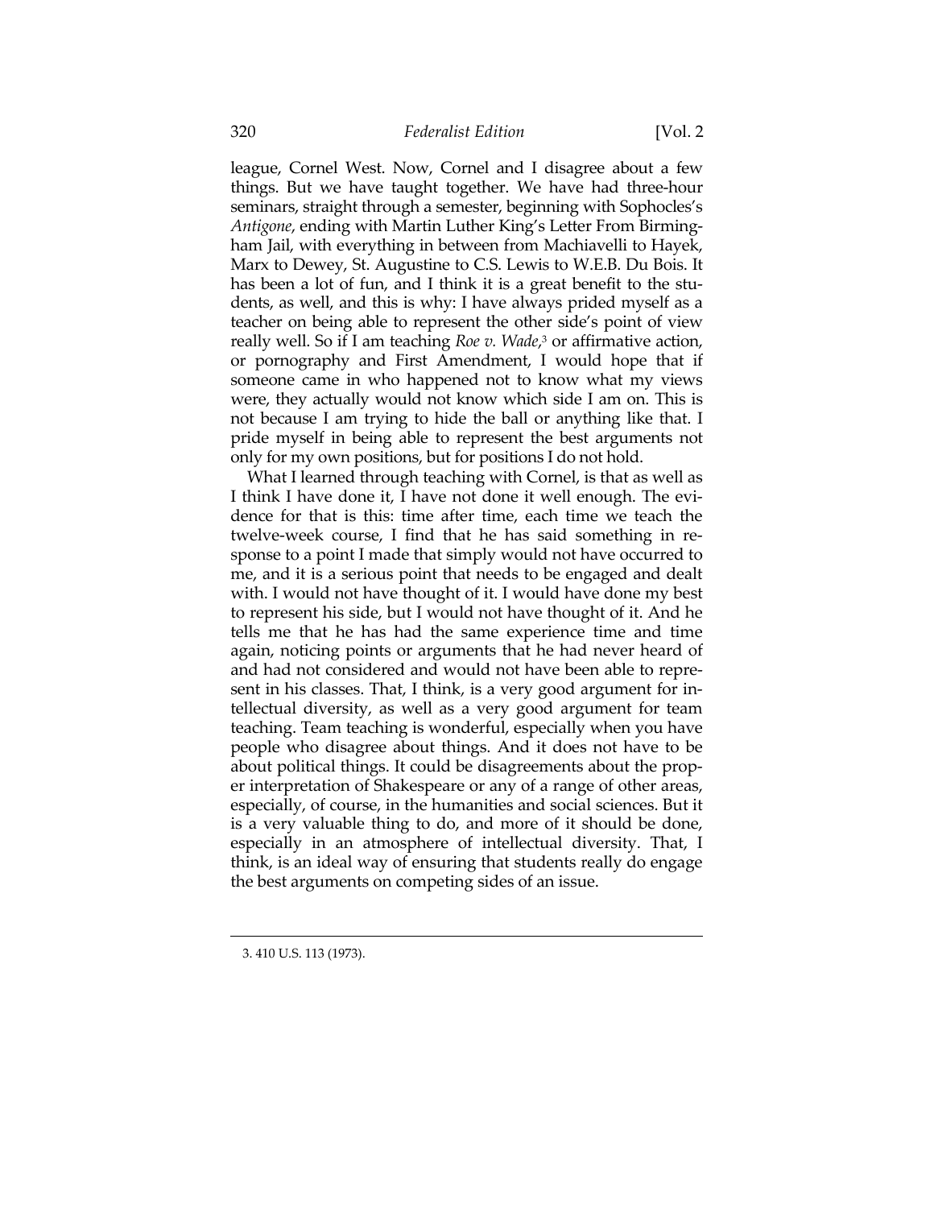league, Cornel West. Now, Cornel and I disagree about a few things. But we have taught together. We have had three-hour seminars, straight through a semester, beginning with Sophocles's *Antigone*, ending with Martin Luther King's Letter From Birmingham Jail, with everything in between from Machiavelli to Hayek, Marx to Dewey, St. Augustine to C.S. Lewis to W.E.B. Du Bois. It has been a lot of fun, and I think it is a great benefit to the students, as well, and this is why: I have always prided myself as a teacher on being able to represent the other side's point of view really well. So if I am teaching *Roe v. Wade*,[3] or affirmative action, or pornography and First Amendment, I would hope that if someone came in who happened not to know what my views were, they actually would not know which side I am on. This is not because I am trying to hide the ball or anything like that. I pride myself in being able to represent the best arguments not only for my own positions, but for positions I do not hold.

What I learned through teaching with Cornel, is that as well as I think I have done it, I have not done it well enough. The evidence for that is this: time after time, each time we teach the twelve-week course, I find that he has said something in response to a point I made that simply would not have occurred to me, and it is a serious point that needs to be engaged and dealt with. I would not have thought of it. I would have done my best to represent his side, but I would not have thought of it. And he tells me that he has had the same experience time and time again, noticing points or arguments that he had never heard of and had not considered and would not have been able to represent in his classes. That, I think, is a very good argument for intellectual diversity, as well as a very good argument for team teaching. Team teaching is wonderful, especially when you have people who disagree about things. And it does not have to be about political things. It could be disagreements about the proper interpretation of Shakespeare or any of a range of other areas, especially, of course, in the humanities and social sciences. But it is a very valuable thing to do, and more of it should be done, especially in an atmosphere of intellectual diversity. That, I think, is an ideal way of ensuring that students really do engage the best arguments on competing sides of an issue.

---

3. 410 U.S. 113 (1973).